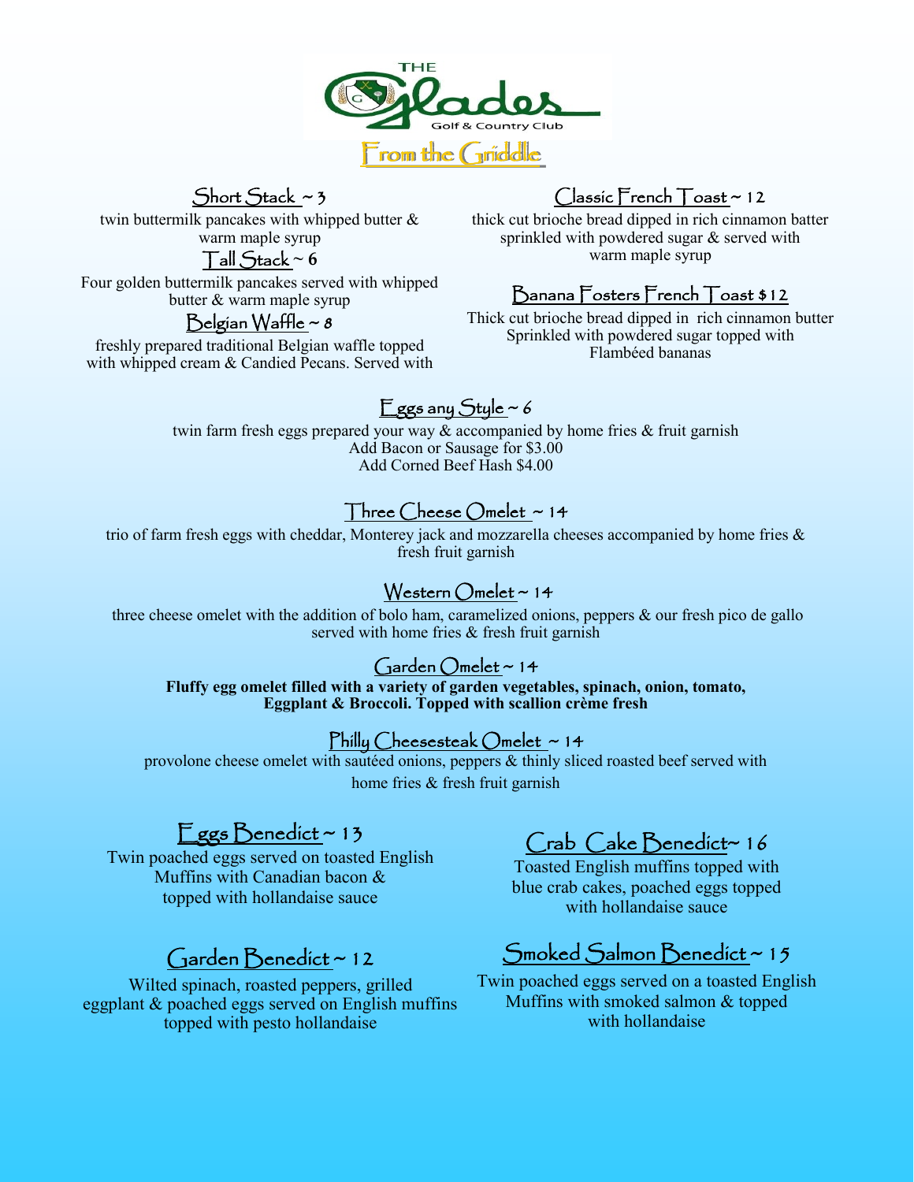# THE Glades

Golf & Country Club

## From the Griddle

### Short Stack ~ 3

twin buttermilk pancakes with whipped butter & warm maple syrup

### Tall Stack ~ 6

Four golden buttermilk pancakes served with whipped butter & warm maple syrup

### Belgian Waffle ~ 8

freshly prepared traditional Belgian waffle topped with whipped cream & Candied Pecans. Served with

### Classic French Toast ~ 12

thick cut brioche bread dipped in rich cinnamon batter sprinkled with powdered sugar & served with warm maple syrup

### Banana Fosters French Toast $12

Thick cut brioche bread dipped in rich cinnamon butter Sprinkled with powdered sugar topped with Flambéed bananas

### Eggs any Style ~ 6

twin farm fresh eggs prepared your way & accompanied by home fries & fruit garnish
Add Bacon or Sausage for $3.00
Add Corned Beef Hash $4.00

### Three Cheese Omelet ~ 14

trio of farm fresh eggs with cheddar, Monterey jack and mozzarella cheeses accompanied by home fries & fresh fruit garnish

### Western Omelet ~ 14

three cheese omelet with the addition of bolo ham, caramelized onions, peppers & our fresh pico de gallo served with home fries & fresh fruit garnish

### Garden Omelet ~ 14

**Fluffy egg omelet filled with a variety of garden vegetables, spinach, onion, tomato, Eggplant & Broccoli. Topped with scallion crème fresh**

### Philly Cheesesteak Omelet ~ 14

provolone cheese omelet with sautéed onions, peppers & thinly sliced roasted beef served with home fries & fresh fruit garnish

### Eggs Benedict ~ 13

Twin poached eggs served on toasted English Muffins with Canadian bacon & topped with hollandaise sauce

### Garden Benedict ~ 12

Wilted spinach, roasted peppers, grilled eggplant & poached eggs served on English muffins topped with pesto hollandaise

### Crab Cake Benedict~ 16

Toasted English muffins topped with blue crab cakes, poached eggs topped with hollandaise sauce

### Smoked Salmon Benedict ~ 15

Twin poached eggs served on a toasted English Muffins with smoked salmon & topped with hollandaise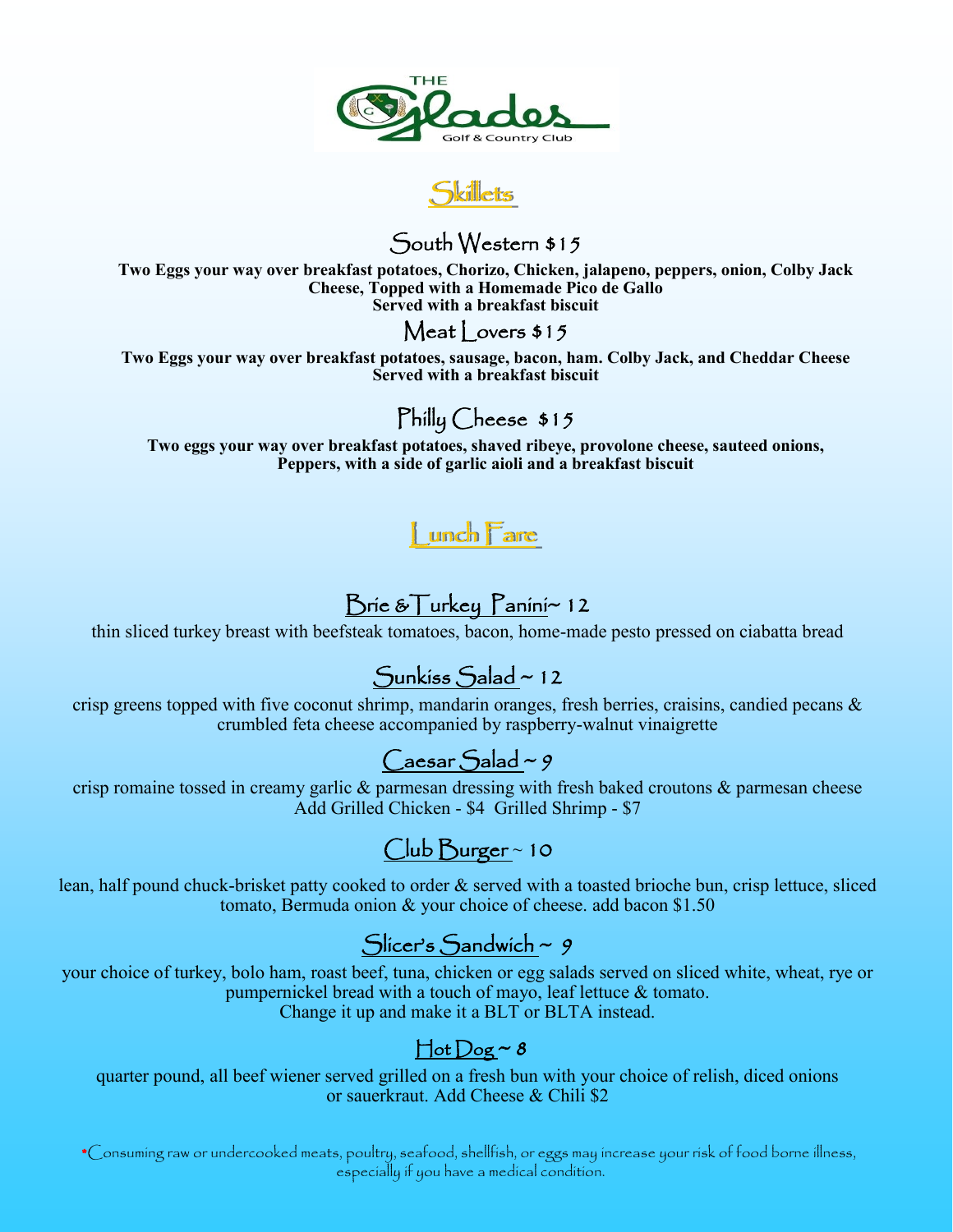THE Glades Golf & Country Club

## Skillets

### South Western $15

**Two Eggs your way over breakfast potatoes, Chorizo, Chicken, jalapeno, peppers, onion, Colby Jack Cheese, Topped with a Homemade Pico de Gallo**
**Served with a breakfast biscuit**

### Meat Lovers $15

**Two Eggs your way over breakfast potatoes, sausage, bacon, ham. Colby Jack, and Cheddar Cheese**
**Served with a breakfast biscuit**

### Philly Cheese $15

**Two eggs your way over breakfast potatoes, shaved ribeye, provolone cheese, sauteed onions, Peppers, with a side of garlic aioli and a breakfast biscuit**

## Lunch Fare

### Brie & Turkey Panini~ 12

thin sliced turkey breast with beefsteak tomatoes, bacon, home-made pesto pressed on ciabatta bread

### Sunkiss Salad ~ 12

crisp greens topped with five coconut shrimp, mandarin oranges, fresh berries, craisins, candied pecans & crumbled feta cheese accompanied by raspberry-walnut vinaigrette

### Caesar Salad ~ 9

crisp romaine tossed in creamy garlic & parmesan dressing with fresh baked croutons & parmesan cheese
Add Grilled Chicken - $4 Grilled Shrimp - $7

### Club Burger ~ 10

lean, half pound chuck-brisket patty cooked to order & served with a toasted brioche bun, crisp lettuce, sliced tomato, Bermuda onion & your choice of cheese. add bacon $1.50

### Slicer's Sandwich ~ 9

your choice of turkey, bolo ham, roast beef, tuna, chicken or egg salads served on sliced white, wheat, rye or pumpernickel bread with a touch of mayo, leaf lettuce & tomato.
Change it up and make it a BLT or BLTA instead.

### Hot Dog ~ 8

quarter pound, all beef wiener served grilled on a fresh bun with your choice of relish, diced onions or sauerkraut. Add Cheese & Chili $2

•Consuming raw or undercooked meats, poultry, seafood, shellfish, or eggs may increase your risk of food borne illness, especially if you have a medical condition.